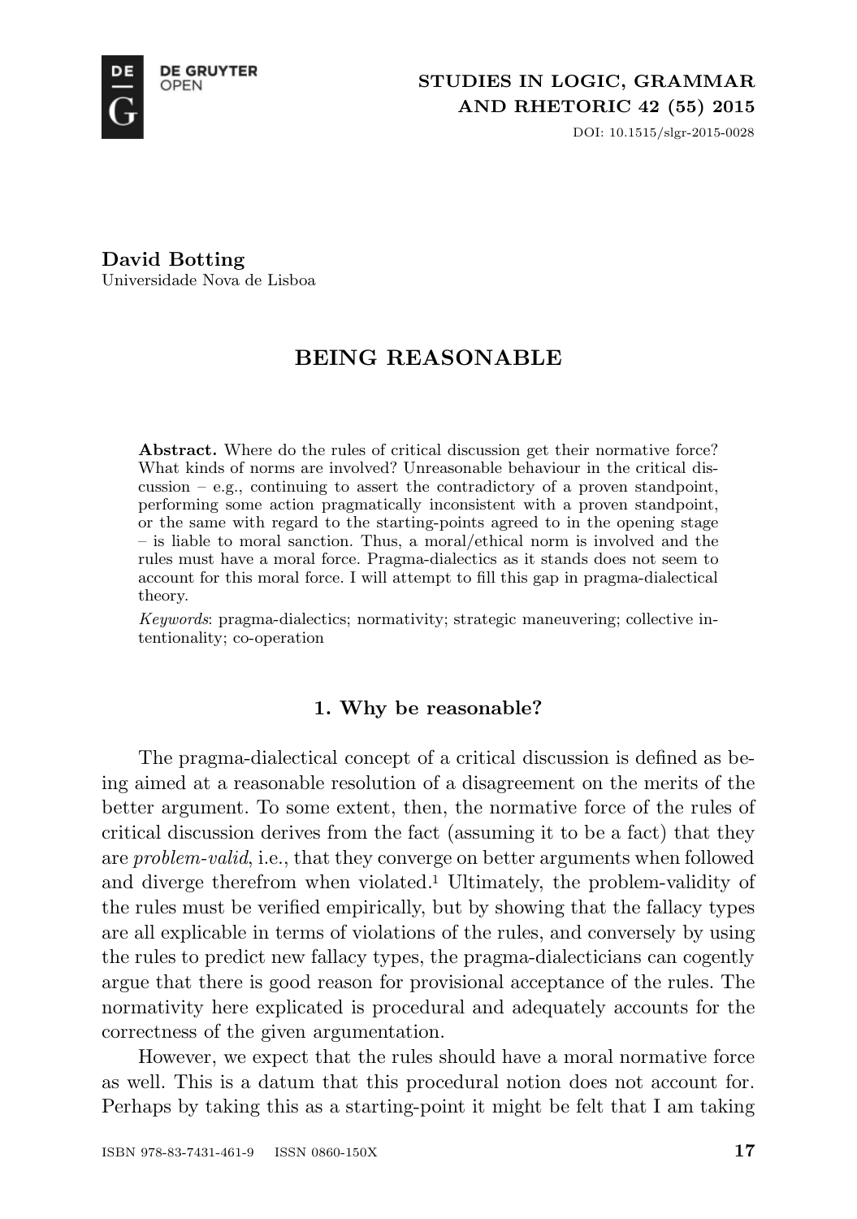**David Botting**
Universidade Nova de Lisboa

# BEING REASONABLE

**Abstract.** Where do the rules of critical discussion get their normative force? What kinds of norms are involved? Unreasonable behaviour in the critical discussion – e.g., continuing to assert the contradictory of a proven standpoint, performing some action pragmatically inconsistent with a proven standpoint, or the same with regard to the starting-points agreed to in the opening stage – is liable to moral sanction. Thus, a moral/ethical norm is involved and the rules must have a moral force. Pragma-dialectics as it stands does not seem to account for this moral force. I will attempt to fill this gap in pragma-dialectical theory.

*Keywords*: pragma-dialectics; normativity; strategic maneuvering; collective intentionality; co-operation

## 1. Why be reasonable?

The pragma-dialectical concept of a critical discussion is defined as being aimed at a reasonable resolution of a disagreement on the merits of the better argument. To some extent, then, the normative force of the rules of critical discussion derives from the fact (assuming it to be a fact) that they are *problem-valid*, i.e., that they converge on better arguments when followed and diverge therefrom when violated.[1] Ultimately, the problem-validity of the rules must be verified empirically, but by showing that the fallacy types are all explicable in terms of violations of the rules, and conversely by using the rules to predict new fallacy types, the pragma-dialecticians can cogently argue that there is good reason for provisional acceptance of the rules. The normativity here explicated is procedural and adequately accounts for the correctness of the given argumentation.

However, we expect that the rules should have a moral normative force as well. This is a datum that this procedural notion does not account for. Perhaps by taking this as a starting-point it might be felt that I am taking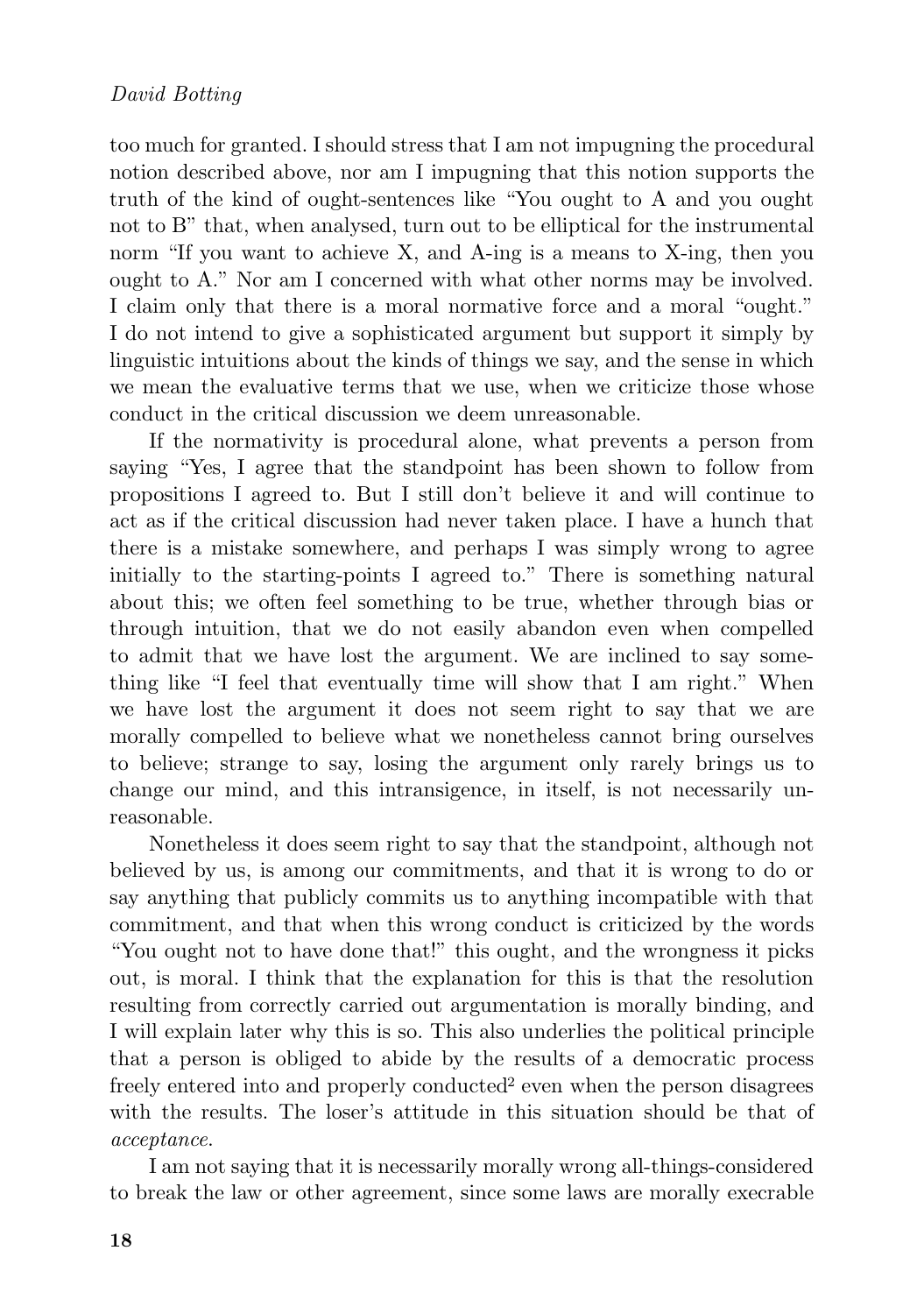too much for granted. I should stress that I am not impugning the procedural notion described above, nor am I impugning that this notion supports the truth of the kind of ought-sentences like "You ought to A and you ought not to B" that, when analysed, turn out to be elliptical for the instrumental norm "If you want to achieve X, and A-ing is a means to X-ing, then you ought to A." Nor am I concerned with what other norms may be involved. I claim only that there is a moral normative force and a moral "ought." I do not intend to give a sophisticated argument but support it simply by linguistic intuitions about the kinds of things we say, and the sense in which we mean the evaluative terms that we use, when we criticize those whose conduct in the critical discussion we deem unreasonable.

If the normativity is procedural alone, what prevents a person from saying "Yes, I agree that the standpoint has been shown to follow from propositions I agreed to. But I still don't believe it and will continue to act as if the critical discussion had never taken place. I have a hunch that there is a mistake somewhere, and perhaps I was simply wrong to agree initially to the starting-points I agreed to." There is something natural about this; we often feel something to be true, whether through bias or through intuition, that we do not easily abandon even when compelled to admit that we have lost the argument. We are inclined to say something like "I feel that eventually time will show that I am right." When we have lost the argument it does not seem right to say that we are morally compelled to believe what we nonetheless cannot bring ourselves to believe; strange to say, losing the argument only rarely brings us to change our mind, and this intransigence, in itself, is not necessarily unreasonable.

Nonetheless it does seem right to say that the standpoint, although not believed by us, is among our commitments, and that it is wrong to do or say anything that publicly commits us to anything incompatible with that commitment, and that when this wrong conduct is criticized by the words "You ought not to have done that!" this ought, and the wrongness it picks out, is moral. I think that the explanation for this is that the resolution resulting from correctly carried out argumentation is morally binding, and I will explain later why this is so. This also underlies the political principle that a person is obliged to abide by the results of a democratic process freely entered into and properly conducted[2] even when the person disagrees with the results. The loser's attitude in this situation should be that of *acceptance*.

I am not saying that it is necessarily morally wrong all-things-considered to break the law or other agreement, since some laws are morally execrable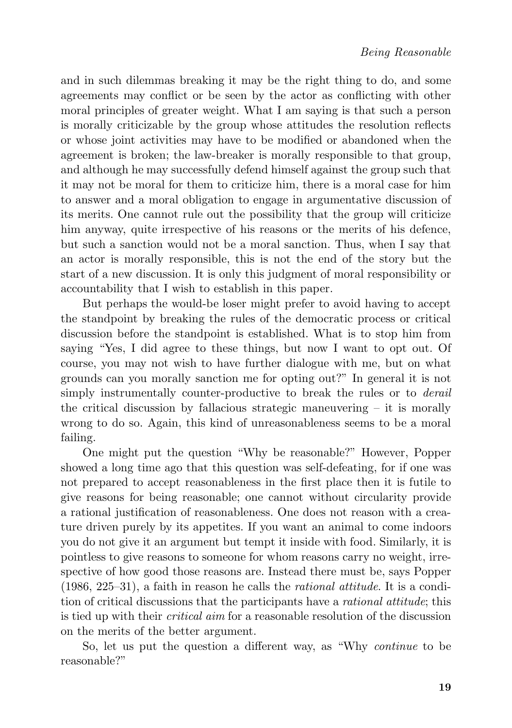and in such dilemmas breaking it may be the right thing to do, and some agreements may conflict or be seen by the actor as conflicting with other moral principles of greater weight. What I am saying is that such a person is morally criticizable by the group whose attitudes the resolution reflects or whose joint activities may have to be modified or abandoned when the agreement is broken; the law-breaker is morally responsible to that group, and although he may successfully defend himself against the group such that it may not be moral for them to criticize him, there is a moral case for him to answer and a moral obligation to engage in argumentative discussion of its merits. One cannot rule out the possibility that the group will criticize him anyway, quite irrespective of his reasons or the merits of his defence, but such a sanction would not be a moral sanction. Thus, when I say that an actor is morally responsible, this is not the end of the story but the start of a new discussion. It is only this judgment of moral responsibility or accountability that I wish to establish in this paper.

But perhaps the would-be loser might prefer to avoid having to accept the standpoint by breaking the rules of the democratic process or critical discussion before the standpoint is established. What is to stop him from saying "Yes, I did agree to these things, but now I want to opt out. Of course, you may not wish to have further dialogue with me, but on what grounds can you morally sanction me for opting out?" In general it is not simply instrumentally counter-productive to break the rules or to *derail* the critical discussion by fallacious strategic maneuvering – it is morally wrong to do so. Again, this kind of unreasonableness seems to be a moral failing.

One might put the question "Why be reasonable?" However, Popper showed a long time ago that this question was self-defeating, for if one was not prepared to accept reasonableness in the first place then it is futile to give reasons for being reasonable; one cannot without circularity provide a rational justification of reasonableness. One does not reason with a creature driven purely by its appetites. If you want an animal to come indoors you do not give it an argument but tempt it inside with food. Similarly, it is pointless to give reasons to someone for whom reasons carry no weight, irrespective of how good those reasons are. Instead there must be, says Popper (1986, 225–31), a faith in reason he calls the *rational attitude*. It is a condition of critical discussions that the participants have a *rational attitude*; this is tied up with their *critical aim* for a reasonable resolution of the discussion on the merits of the better argument.

So, let us put the question a different way, as "Why *continue* to be reasonable?"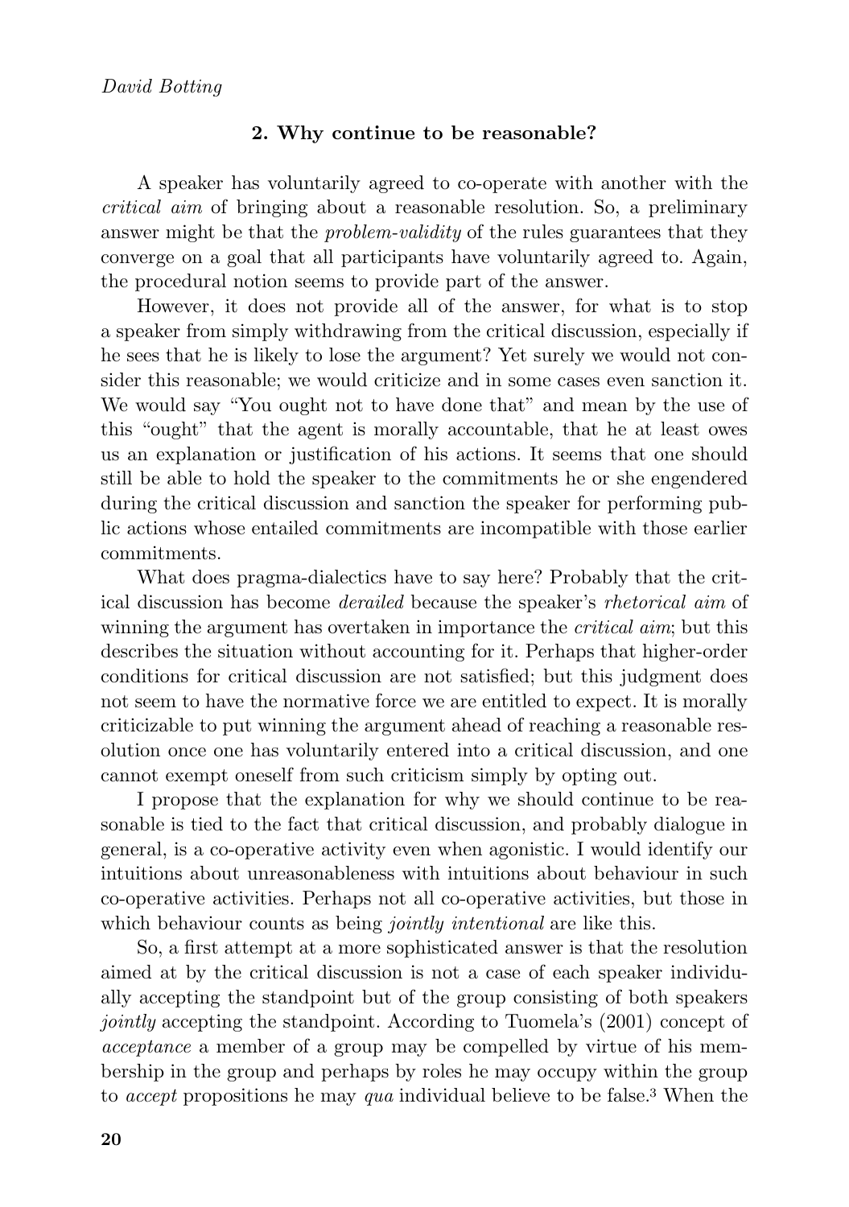## 2. Why continue to be reasonable?

A speaker has voluntarily agreed to co-operate with another with the *critical aim* of bringing about a reasonable resolution. So, a preliminary answer might be that the *problem-validity* of the rules guarantees that they converge on a goal that all participants have voluntarily agreed to. Again, the procedural notion seems to provide part of the answer.

However, it does not provide all of the answer, for what is to stop a speaker from simply withdrawing from the critical discussion, especially if he sees that he is likely to lose the argument? Yet surely we would not consider this reasonable; we would criticize and in some cases even sanction it. We would say "You ought not to have done that" and mean by the use of this "ought" that the agent is morally accountable, that he at least owes us an explanation or justification of his actions. It seems that one should still be able to hold the speaker to the commitments he or she engendered during the critical discussion and sanction the speaker for performing public actions whose entailed commitments are incompatible with those earlier commitments.

What does pragma-dialectics have to say here? Probably that the critical discussion has become *derailed* because the speaker's *rhetorical aim* of winning the argument has overtaken in importance the *critical aim*; but this describes the situation without accounting for it. Perhaps that higher-order conditions for critical discussion are not satisfied; but this judgment does not seem to have the normative force we are entitled to expect. It is morally criticizable to put winning the argument ahead of reaching a reasonable resolution once one has voluntarily entered into a critical discussion, and one cannot exempt oneself from such criticism simply by opting out.

I propose that the explanation for why we should continue to be reasonable is tied to the fact that critical discussion, and probably dialogue in general, is a co-operative activity even when agonistic. I would identify our intuitions about unreasonableness with intuitions about behaviour in such co-operative activities. Perhaps not all co-operative activities, but those in which behaviour counts as being *jointly intentional* are like this.

So, a first attempt at a more sophisticated answer is that the resolution aimed at by the critical discussion is not a case of each speaker individually accepting the standpoint but of the group consisting of both speakers *jointly* accepting the standpoint. According to Tuomela's (2001) concept of *acceptance* a member of a group may be compelled by virtue of his membership in the group and perhaps by roles he may occupy within the group to *accept* propositions he may *qua* individual believe to be false.[3] When the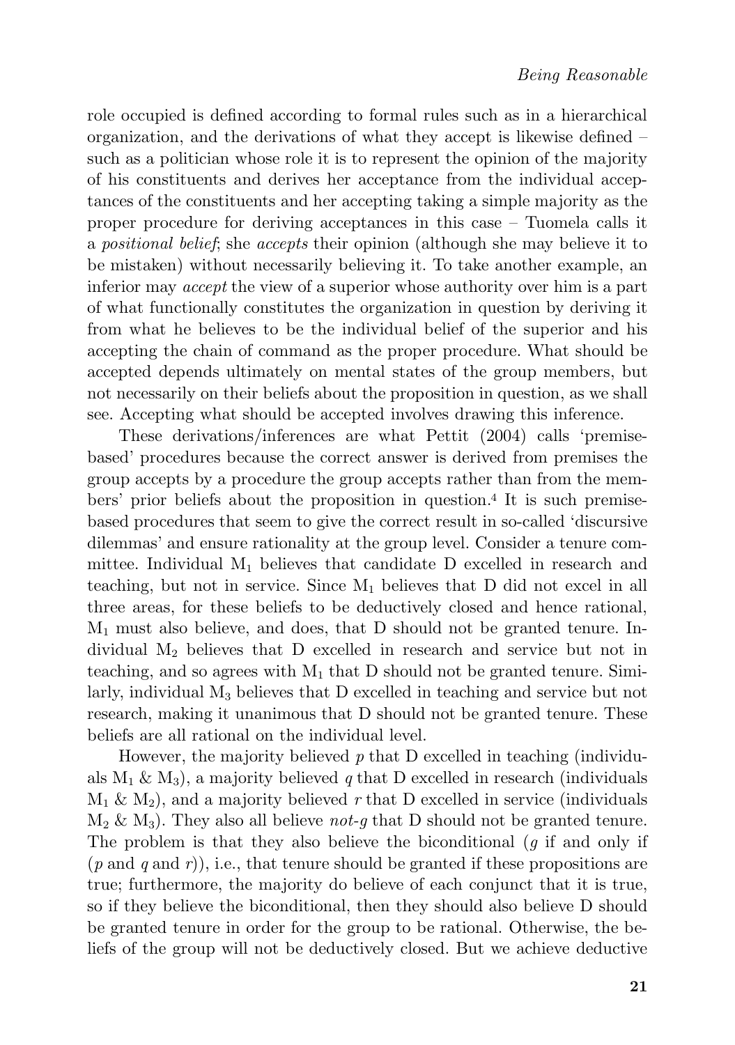role occupied is defined according to formal rules such as in a hierarchical organization, and the derivations of what they accept is likewise defined – such as a politician whose role it is to represent the opinion of the majority of his constituents and derives her acceptance from the individual acceptances of the constituents and her accepting taking a simple majority as the proper procedure for deriving acceptances in this case – Tuomela calls it a *positional belief*; she *accepts* their opinion (although she may believe it to be mistaken) without necessarily believing it. To take another example, an inferior may *accept* the view of a superior whose authority over him is a part of what functionally constitutes the organization in question by deriving it from what he believes to be the individual belief of the superior and his accepting the chain of command as the proper procedure. What should be accepted depends ultimately on mental states of the group members, but not necessarily on their beliefs about the proposition in question, as we shall see. Accepting what should be accepted involves drawing this inference.

These derivations/inferences are what Pettit (2004) calls 'premise-based' procedures because the correct answer is derived from premises the group accepts by a procedure the group accepts rather than from the members' prior beliefs about the proposition in question.[4] It is such premise-based procedures that seem to give the correct result in so-called 'discursive dilemmas' and ensure rationality at the group level. Consider a tenure committee. Individual $M_1$ believes that candidate D excelled in research and teaching, but not in service. Since $M_1$ believes that D did not excel in all three areas, for these beliefs to be deductively closed and hence rational, $M_1$ must also believe, and does, that D should not be granted tenure. Individual $M_2$ believes that D excelled in research and service but not in teaching, and so agrees with $M_1$ that D should not be granted tenure. Similarly, individual $M_3$ believes that D excelled in teaching and service but not research, making it unanimous that D should not be granted tenure. These beliefs are all rational on the individual level.

However, the majority believed $p$ that D excelled in teaching (individuals $M_1$ & $M_3$), a majority believed $q$ that D excelled in research (individuals $M_1$ & $M_2$), and a majority believed $r$ that D excelled in service (individuals $M_2$ & $M_3$). They also all believe *not-g* that D should not be granted tenure. The problem is that they also believe the biconditional ($g$ if and only if ($p$ and $q$ and $r$)), i.e., that tenure should be granted if these propositions are true; furthermore, the majority do believe of each conjunct that it is true, so if they believe the biconditional, then they should also believe D should be granted tenure in order for the group to be rational. Otherwise, the beliefs of the group will not be deductively closed. But we achieve deductive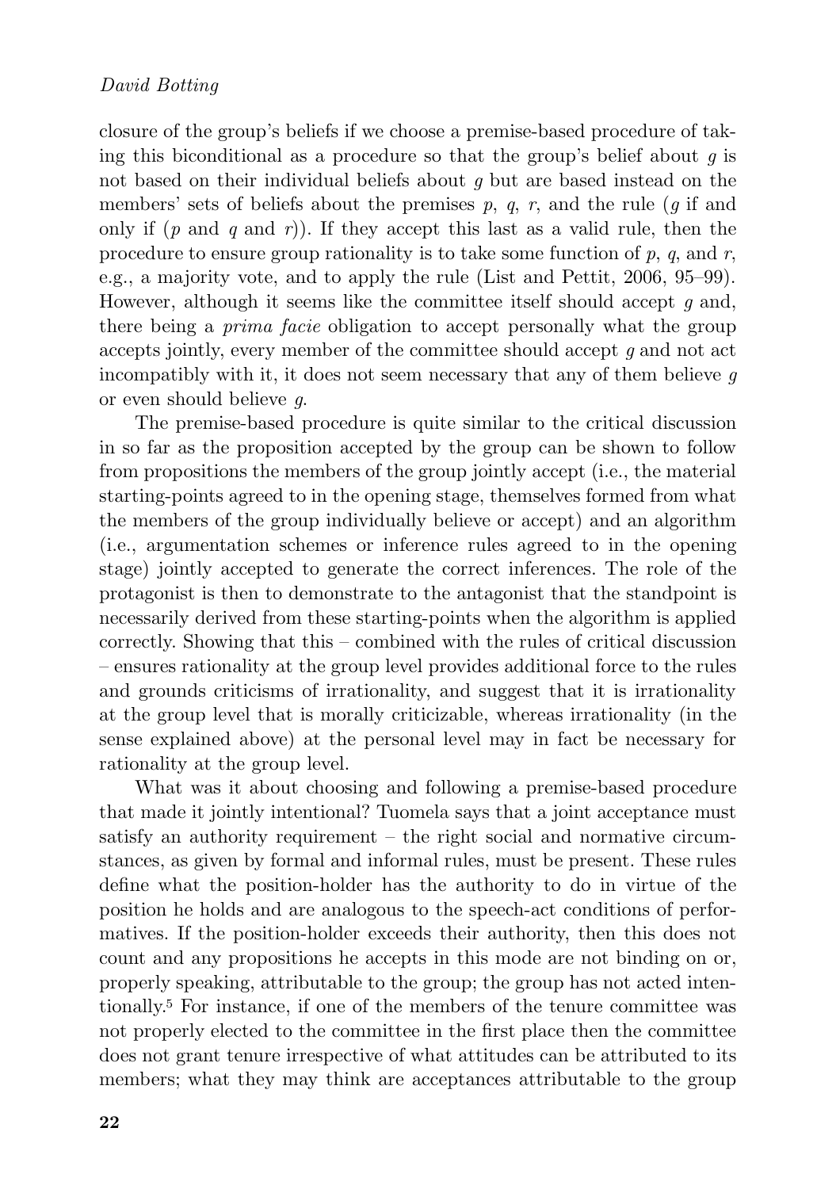closure of the group's beliefs if we choose a premise-based procedure of taking this biconditional as a procedure so that the group's belief about $g$ is not based on their individual beliefs about $g$ but are based instead on the members' sets of beliefs about the premises $p$, $q$, $r$, and the rule ($g$ if and only if ($p$ and $q$ and $r$)). If they accept this last as a valid rule, then the procedure to ensure group rationality is to take some function of $p$, $q$, and $r$, e.g., a majority vote, and to apply the rule (List and Pettit, 2006, 95–99). However, although it seems like the committee itself should accept $g$ and, there being a *prima facie* obligation to accept personally what the group accepts jointly, every member of the committee should accept $g$ and not act incompatibly with it, it does not seem necessary that any of them believe $g$ or even should believe $g$.

The premise-based procedure is quite similar to the critical discussion in so far as the proposition accepted by the group can be shown to follow from propositions the members of the group jointly accept (i.e., the material starting-points agreed to in the opening stage, themselves formed from what the members of the group individually believe or accept) and an algorithm (i.e., argumentation schemes or inference rules agreed to in the opening stage) jointly accepted to generate the correct inferences. The role of the protagonist is then to demonstrate to the antagonist that the standpoint is necessarily derived from these starting-points when the algorithm is applied correctly. Showing that this – combined with the rules of critical discussion – ensures rationality at the group level provides additional force to the rules and grounds criticisms of irrationality, and suggest that it is irrationality at the group level that is morally criticizable, whereas irrationality (in the sense explained above) at the personal level may in fact be necessary for rationality at the group level.

What was it about choosing and following a premise-based procedure that made it jointly intentional? Tuomela says that a joint acceptance must satisfy an authority requirement – the right social and normative circumstances, as given by formal and informal rules, must be present. These rules define what the position-holder has the authority to do in virtue of the position he holds and are analogous to the speech-act conditions of performatives. If the position-holder exceeds their authority, then this does not count and any propositions he accepts in this mode are not binding on or, properly speaking, attributable to the group; the group has not acted intentionally.[5] For instance, if one of the members of the tenure committee was not properly elected to the committee in the first place then the committee does not grant tenure irrespective of what attitudes can be attributed to its members; what they may think are acceptances attributable to the group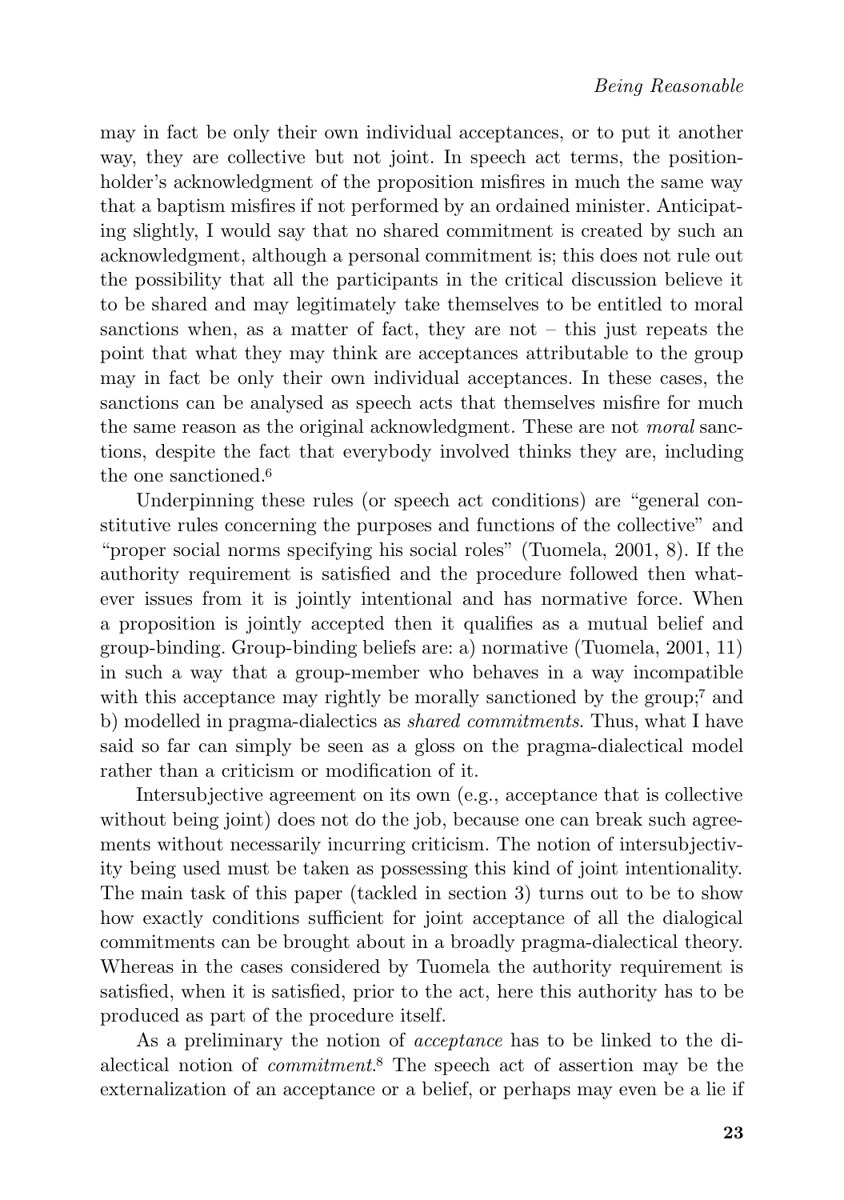may in fact be only their own individual acceptances, or to put it another way, they are collective but not joint. In speech act terms, the position-holder's acknowledgment of the proposition misfires in much the same way that a baptism misfires if not performed by an ordained minister. Anticipating slightly, I would say that no shared commitment is created by such an acknowledgment, although a personal commitment is; this does not rule out the possibility that all the participants in the critical discussion believe it to be shared and may legitimately take themselves to be entitled to moral sanctions when, as a matter of fact, they are not – this just repeats the point that what they may think are acceptances attributable to the group may in fact be only their own individual acceptances. In these cases, the sanctions can be analysed as speech acts that themselves misfire for much the same reason as the original acknowledgment. These are not *moral* sanctions, despite the fact that everybody involved thinks they are, including the one sanctioned.[6]

Underpinning these rules (or speech act conditions) are "general constitutive rules concerning the purposes and functions of the collective" and "proper social norms specifying his social roles" (Tuomela, 2001, 8). If the authority requirement is satisfied and the procedure followed then whatever issues from it is jointly intentional and has normative force. When a proposition is jointly accepted then it qualifies as a mutual belief and group-binding. Group-binding beliefs are: a) normative (Tuomela, 2001, 11) in such a way that a group-member who behaves in a way incompatible with this acceptance may rightly be morally sanctioned by the group;[7] and b) modelled in pragma-dialectics as *shared commitments*. Thus, what I have said so far can simply be seen as a gloss on the pragma-dialectical model rather than a criticism or modification of it.

Intersubjective agreement on its own (e.g., acceptance that is collective without being joint) does not do the job, because one can break such agreements without necessarily incurring criticism. The notion of intersubjectivity being used must be taken as possessing this kind of joint intentionality. The main task of this paper (tackled in section 3) turns out to be to show how exactly conditions sufficient for joint acceptance of all the dialogical commitments can be brought about in a broadly pragma-dialectical theory. Whereas in the cases considered by Tuomela the authority requirement is satisfied, when it is satisfied, prior to the act, here this authority has to be produced as part of the procedure itself.

As a preliminary the notion of *acceptance* has to be linked to the dialectical notion of *commitment*.[8] The speech act of assertion may be the externalization of an acceptance or a belief, or perhaps may even be a lie if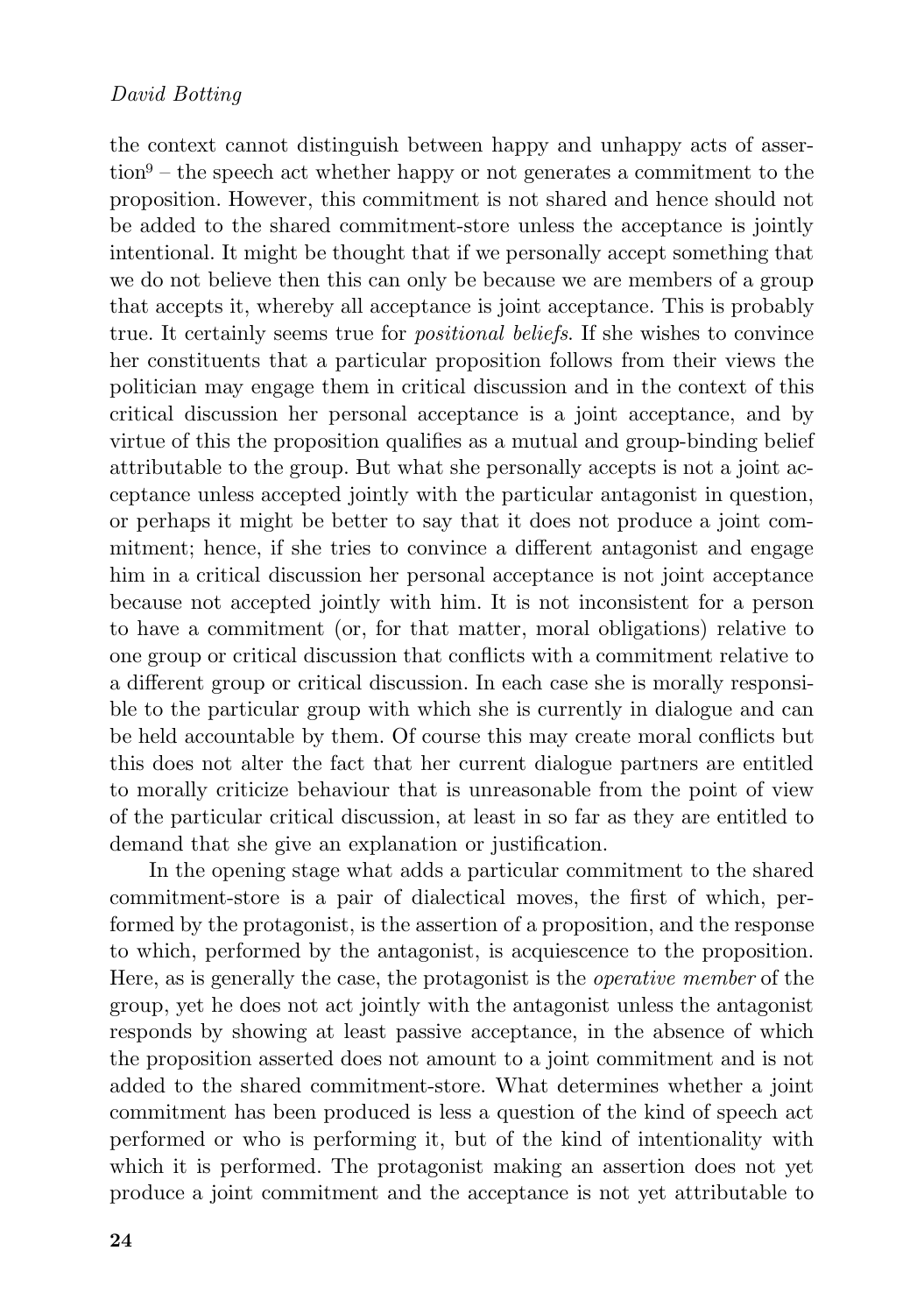the context cannot distinguish between happy and unhappy acts of assertion[9] – the speech act whether happy or not generates a commitment to the proposition. However, this commitment is not shared and hence should not be added to the shared commitment-store unless the acceptance is jointly intentional. It might be thought that if we personally accept something that we do not believe then this can only be because we are members of a group that accepts it, whereby all acceptance is joint acceptance. This is probably true. It certainly seems true for *positional beliefs*. If she wishes to convince her constituents that a particular proposition follows from their views the politician may engage them in critical discussion and in the context of this critical discussion her personal acceptance is a joint acceptance, and by virtue of this the proposition qualifies as a mutual and group-binding belief attributable to the group. But what she personally accepts is not a joint acceptance unless accepted jointly with the particular antagonist in question, or perhaps it might be better to say that it does not produce a joint commitment; hence, if she tries to convince a different antagonist and engage him in a critical discussion her personal acceptance is not joint acceptance because not accepted jointly with him. It is not inconsistent for a person to have a commitment (or, for that matter, moral obligations) relative to one group or critical discussion that conflicts with a commitment relative to a different group or critical discussion. In each case she is morally responsible to the particular group with which she is currently in dialogue and can be held accountable by them. Of course this may create moral conflicts but this does not alter the fact that her current dialogue partners are entitled to morally criticize behaviour that is unreasonable from the point of view of the particular critical discussion, at least in so far as they are entitled to demand that she give an explanation or justification.

In the opening stage what adds a particular commitment to the shared commitment-store is a pair of dialectical moves, the first of which, performed by the protagonist, is the assertion of a proposition, and the response to which, performed by the antagonist, is acquiescence to the proposition. Here, as is generally the case, the protagonist is the *operative member* of the group, yet he does not act jointly with the antagonist unless the antagonist responds by showing at least passive acceptance, in the absence of which the proposition asserted does not amount to a joint commitment and is not added to the shared commitment-store. What determines whether a joint commitment has been produced is less a question of the kind of speech act performed or who is performing it, but of the kind of intentionality with which it is performed. The protagonist making an assertion does not yet produce a joint commitment and the acceptance is not yet attributable to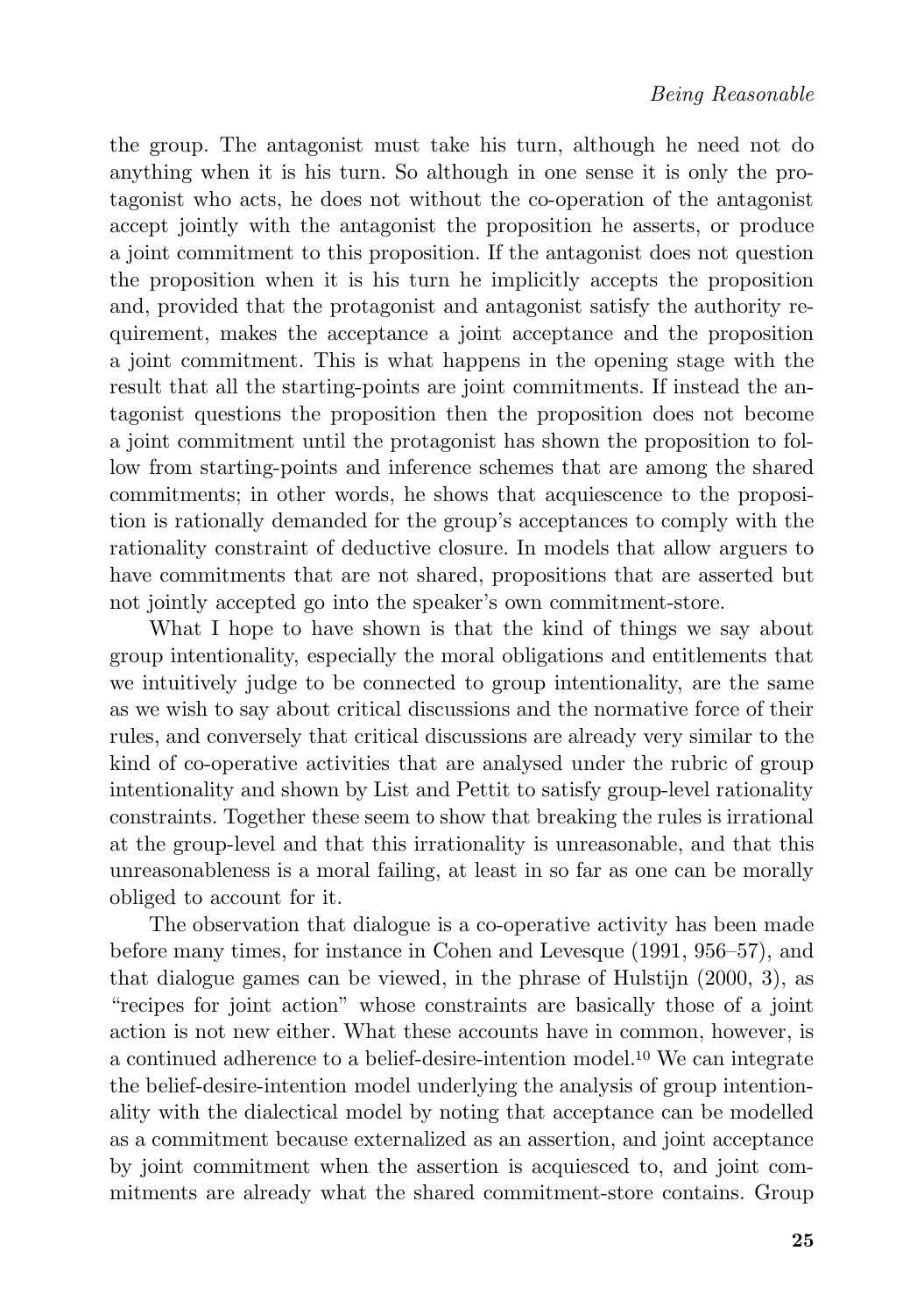the group. The antagonist must take his turn, although he need not do anything when it is his turn. So although in one sense it is only the protagonist who acts, he does not without the co-operation of the antagonist accept jointly with the antagonist the proposition he asserts, or produce a joint commitment to this proposition. If the antagonist does not question the proposition when it is his turn he implicitly accepts the proposition and, provided that the protagonist and antagonist satisfy the authority requirement, makes the acceptance a joint acceptance and the proposition a joint commitment. This is what happens in the opening stage with the result that all the starting-points are joint commitments. If instead the antagonist questions the proposition then the proposition does not become a joint commitment until the protagonist has shown the proposition to follow from starting-points and inference schemes that are among the shared commitments; in other words, he shows that acquiescence to the proposition is rationally demanded for the group's acceptances to comply with the rationality constraint of deductive closure. In models that allow arguers to have commitments that are not shared, propositions that are asserted but not jointly accepted go into the speaker's own commitment-store.

What I hope to have shown is that the kind of things we say about group intentionality, especially the moral obligations and entitlements that we intuitively judge to be connected to group intentionality, are the same as we wish to say about critical discussions and the normative force of their rules, and conversely that critical discussions are already very similar to the kind of co-operative activities that are analysed under the rubric of group intentionality and shown by List and Pettit to satisfy group-level rationality constraints. Together these seem to show that breaking the rules is irrational at the group-level and that this irrationality is unreasonable, and that this unreasonableness is a moral failing, at least in so far as one can be morally obliged to account for it.

The observation that dialogue is a co-operative activity has been made before many times, for instance in Cohen and Levesque (1991, 956–57), and that dialogue games can be viewed, in the phrase of Hulstijn (2000, 3), as "recipes for joint action" whose constraints are basically those of a joint action is not new either. What these accounts have in common, however, is a continued adherence to a belief-desire-intention model.[10] We can integrate the belief-desire-intention model underlying the analysis of group intentionality with the dialectical model by noting that acceptance can be modelled as a commitment because externalized as an assertion, and joint acceptance by joint commitment when the assertion is acquiesced to, and joint commitments are already what the shared commitment-store contains. Group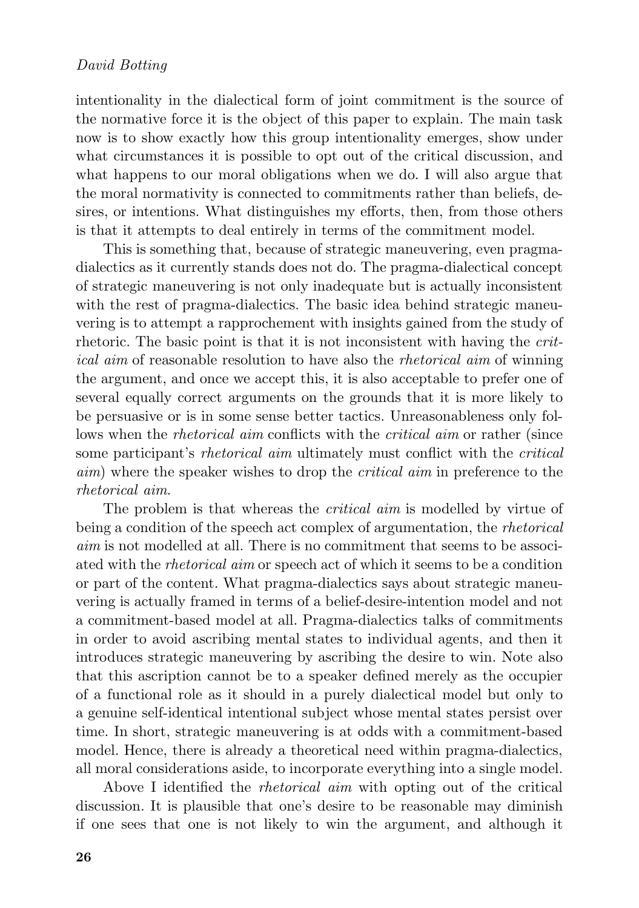intentionality in the dialectical form of joint commitment is the source of the normative force it is the object of this paper to explain. The main task now is to show exactly how this group intentionality emerges, show under what circumstances it is possible to opt out of the critical discussion, and what happens to our moral obligations when we do. I will also argue that the moral normativity is connected to commitments rather than beliefs, desires, or intentions. What distinguishes my efforts, then, from those others is that it attempts to deal entirely in terms of the commitment model.

This is something that, because of strategic maneuvering, even pragma-dialectics as it currently stands does not do. The pragma-dialectical concept of strategic maneuvering is not only inadequate but is actually inconsistent with the rest of pragma-dialectics. The basic idea behind strategic maneuvering is to attempt a rapprochement with insights gained from the study of rhetoric. The basic point is that it is not inconsistent with having the *critical aim* of reasonable resolution to have also the *rhetorical aim* of winning the argument, and once we accept this, it is also acceptable to prefer one of several equally correct arguments on the grounds that it is more likely to be persuasive or is in some sense better tactics. Unreasonableness only follows when the *rhetorical aim* conflicts with the *critical aim* or rather (since some participant's *rhetorical aim* ultimately must conflict with the *critical aim*) where the speaker wishes to drop the *critical aim* in preference to the *rhetorical aim*.

The problem is that whereas the *critical aim* is modelled by virtue of being a condition of the speech act complex of argumentation, the *rhetorical aim* is not modelled at all. There is no commitment that seems to be associated with the *rhetorical aim* or speech act of which it seems to be a condition or part of the content. What pragma-dialectics says about strategic maneuvering is actually framed in terms of a belief-desire-intention model and not a commitment-based model at all. Pragma-dialectics talks of commitments in order to avoid ascribing mental states to individual agents, and then it introduces strategic maneuvering by ascribing the desire to win. Note also that this ascription cannot be to a speaker defined merely as the occupier of a functional role as it should in a purely dialectical model but only to a genuine self-identical intentional subject whose mental states persist over time. In short, strategic maneuvering is at odds with a commitment-based model. Hence, there is already a theoretical need within pragma-dialectics, all moral considerations aside, to incorporate everything into a single model.

Above I identified the *rhetorical aim* with opting out of the critical discussion. It is plausible that one's desire to be reasonable may diminish if one sees that one is not likely to win the argument, and although it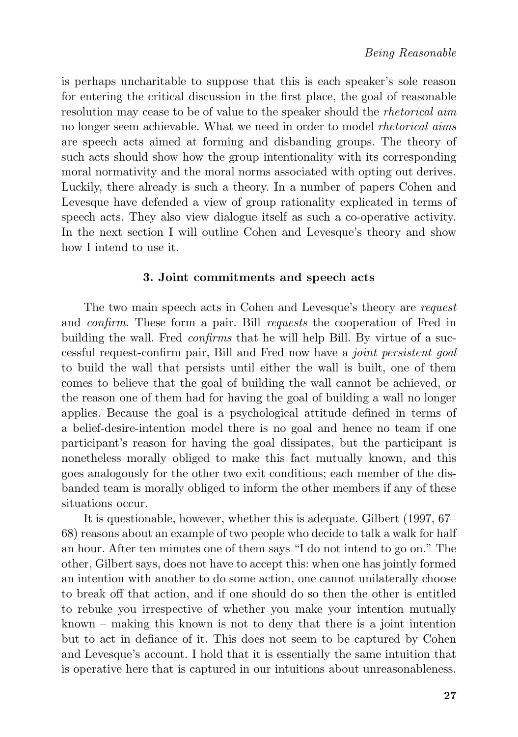is perhaps uncharitable to suppose that this is each speaker's sole reason for entering the critical discussion in the first place, the goal of reasonable resolution may cease to be of value to the speaker should the *rhetorical aim* no longer seem achievable. What we need in order to model *rhetorical aims* are speech acts aimed at forming and disbanding groups. The theory of such acts should show how the group intentionality with its corresponding moral normativity and the moral norms associated with opting out derives. Luckily, there already is such a theory. In a number of papers Cohen and Levesque have defended a view of group rationality explicated in terms of speech acts. They also view dialogue itself as such a co-operative activity. In the next section I will outline Cohen and Levesque's theory and show how I intend to use it.

### 3. Joint commitments and speech acts

The two main speech acts in Cohen and Levesque's theory are *request* and *confirm*. These form a pair. Bill *requests* the cooperation of Fred in building the wall. Fred *confirms* that he will help Bill. By virtue of a successful request-confirm pair, Bill and Fred now have a *joint persistent goal* to build the wall that persists until either the wall is built, one of them comes to believe that the goal of building the wall cannot be achieved, or the reason one of them had for having the goal of building a wall no longer applies. Because the goal is a psychological attitude defined in terms of a belief-desire-intention model there is no goal and hence no team if one participant's reason for having the goal dissipates, but the participant is nonetheless morally obliged to make this fact mutually known, and this goes analogously for the other two exit conditions; each member of the disbanded team is morally obliged to inform the other members if any of these situations occur.

It is questionable, however, whether this is adequate. Gilbert (1997, 67–68) reasons about an example of two people who decide to talk a walk for half an hour. After ten minutes one of them says "I do not intend to go on." The other, Gilbert says, does not have to accept this: when one has jointly formed an intention with another to do some action, one cannot unilaterally choose to break off that action, and if one should do so then the other is entitled to rebuke you irrespective of whether you make your intention mutually known – making this known is not to deny that there is a joint intention but to act in defiance of it. This does not seem to be captured by Cohen and Levesque's account. I hold that it is essentially the same intuition that is operative here that is captured in our intuitions about unreasonableness.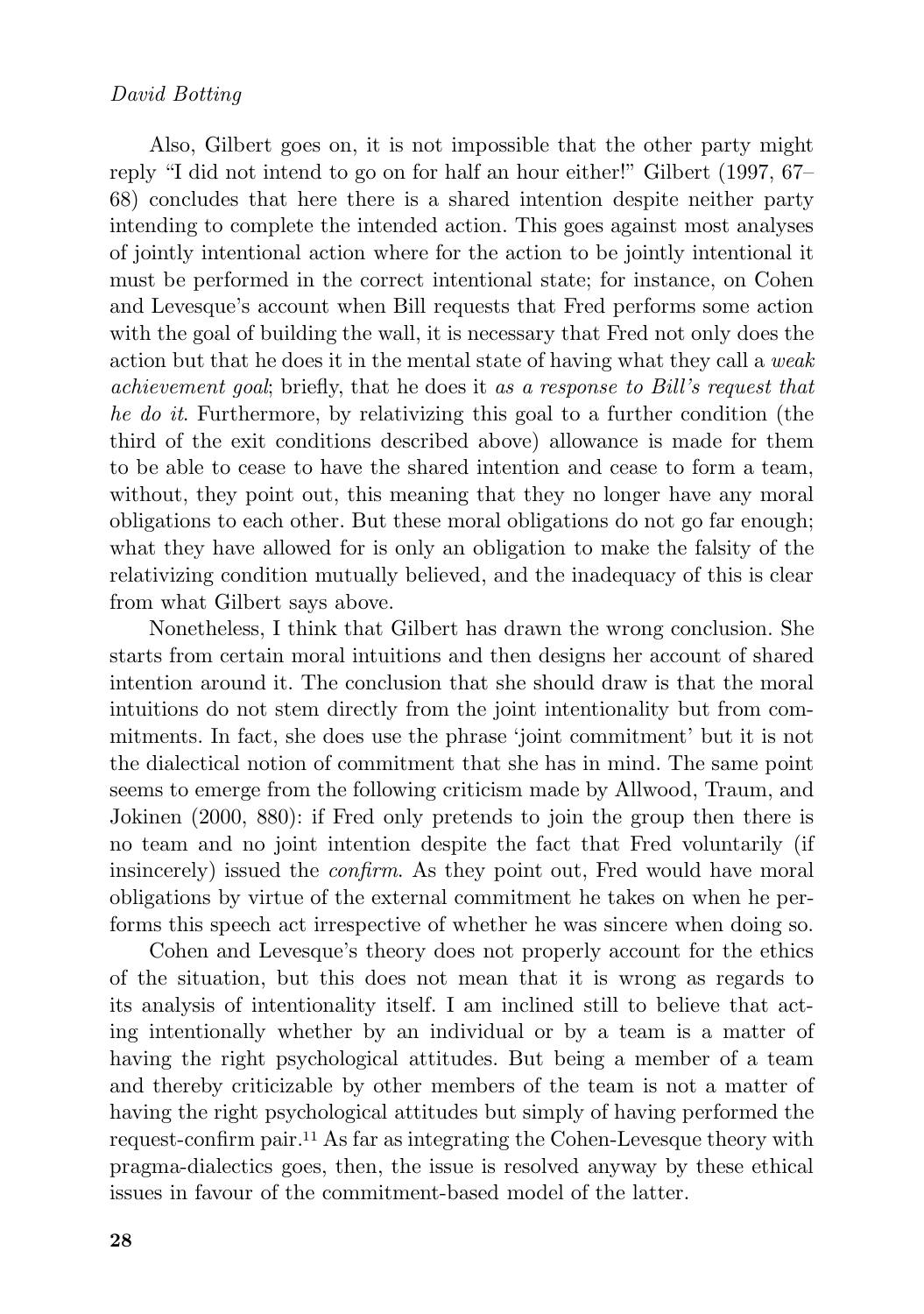Also, Gilbert goes on, it is not impossible that the other party might reply "I did not intend to go on for half an hour either!" Gilbert (1997, 67–68) concludes that here there is a shared intention despite neither party intending to complete the intended action. This goes against most analyses of jointly intentional action where for the action to be jointly intentional it must be performed in the correct intentional state; for instance, on Cohen and Levesque's account when Bill requests that Fred performs some action with the goal of building the wall, it is necessary that Fred not only does the action but that he does it in the mental state of having what they call a *weak achievement goal*; briefly, that he does it *as a response to Bill's request that he do it*. Furthermore, by relativizing this goal to a further condition (the third of the exit conditions described above) allowance is made for them to be able to cease to have the shared intention and cease to form a team, without, they point out, this meaning that they no longer have any moral obligations to each other. But these moral obligations do not go far enough; what they have allowed for is only an obligation to make the falsity of the relativizing condition mutually believed, and the inadequacy of this is clear from what Gilbert says above.

Nonetheless, I think that Gilbert has drawn the wrong conclusion. She starts from certain moral intuitions and then designs her account of shared intention around it. The conclusion that she should draw is that the moral intuitions do not stem directly from the joint intentionality but from commitments. In fact, she does use the phrase 'joint commitment' but it is not the dialectical notion of commitment that she has in mind. The same point seems to emerge from the following criticism made by Allwood, Traum, and Jokinen (2000, 880): if Fred only pretends to join the group then there is no team and no joint intention despite the fact that Fred voluntarily (if insincerely) issued the *confirm*. As they point out, Fred would have moral obligations by virtue of the external commitment he takes on when he performs this speech act irrespective of whether he was sincere when doing so.

Cohen and Levesque's theory does not properly account for the ethics of the situation, but this does not mean that it is wrong as regards to its analysis of intentionality itself. I am inclined still to believe that acting intentionally whether by an individual or by a team is a matter of having the right psychological attitudes. But being a member of a team and thereby criticizable by other members of the team is not a matter of having the right psychological attitudes but simply of having performed the request-confirm pair.[11] As far as integrating the Cohen-Levesque theory with pragma-dialectics goes, then, the issue is resolved anyway by these ethical issues in favour of the commitment-based model of the latter.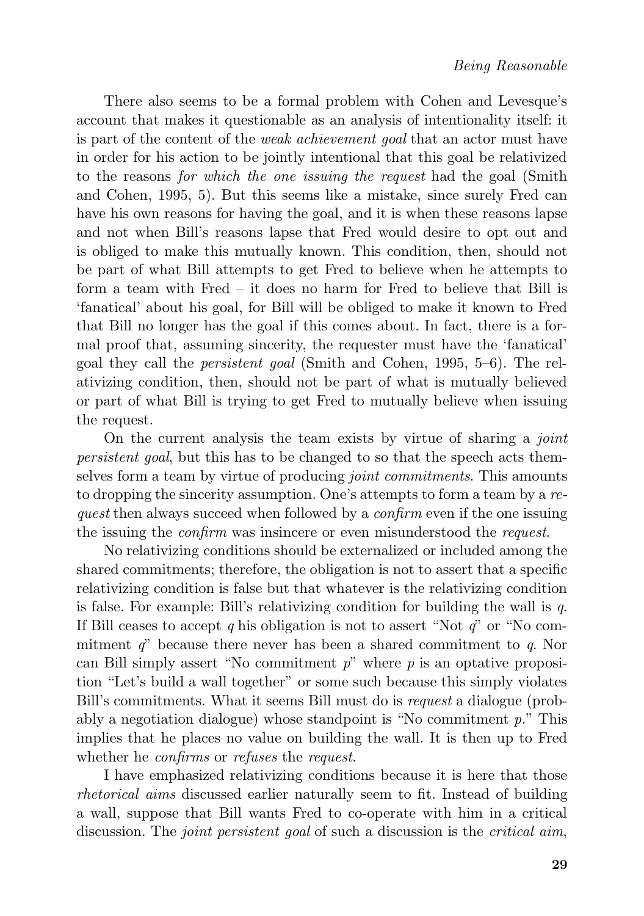There also seems to be a formal problem with Cohen and Levesque's account that makes it questionable as an analysis of intentionality itself: it is part of the content of the *weak achievement goal* that an actor must have in order for his action to be jointly intentional that this goal be relativized to the reasons *for which the one issuing the request* had the goal (Smith and Cohen, 1995, 5). But this seems like a mistake, since surely Fred can have his own reasons for having the goal, and it is when these reasons lapse and not when Bill's reasons lapse that Fred would desire to opt out and is obliged to make this mutually known. This condition, then, should not be part of what Bill attempts to get Fred to believe when he attempts to form a team with Fred – it does no harm for Fred to believe that Bill is 'fanatical' about his goal, for Bill will be obliged to make it known to Fred that Bill no longer has the goal if this comes about. In fact, there is a formal proof that, assuming sincerity, the requester must have the 'fanatical' goal they call the *persistent goal* (Smith and Cohen, 1995, 5–6). The relativizing condition, then, should not be part of what is mutually believed or part of what Bill is trying to get Fred to mutually believe when issuing the request.

On the current analysis the team exists by virtue of sharing a *joint persistent goal*, but this has to be changed to so that the speech acts themselves form a team by virtue of producing *joint commitments*. This amounts to dropping the sincerity assumption. One's attempts to form a team by a *request* then always succeed when followed by a *confirm* even if the one issuing the issuing the *confirm* was insincere or even misunderstood the *request*.

No relativizing conditions should be externalized or included among the shared commitments; therefore, the obligation is not to assert that a specific relativizing condition is false but that whatever is the relativizing condition is false. For example: Bill's relativizing condition for building the wall is $q$. If Bill ceases to accept $q$ his obligation is not to assert "Not $q$" or "No commitment $q$" because there never has been a shared commitment to $q$. Nor can Bill simply assert "No commitment $p$" where $p$ is an optative proposition "Let's build a wall together" or some such because this simply violates Bill's commitments. What it seems Bill must do is *request* a dialogue (probably a negotiation dialogue) whose standpoint is "No commitment $p$." This implies that he places no value on building the wall. It is then up to Fred whether he *confirms* or *refuses* the *request*.

I have emphasized relativizing conditions because it is here that those *rhetorical aims* discussed earlier naturally seem to fit. Instead of building a wall, suppose that Bill wants Fred to co-operate with him in a critical discussion. The *joint persistent goal* of such a discussion is the *critical aim*,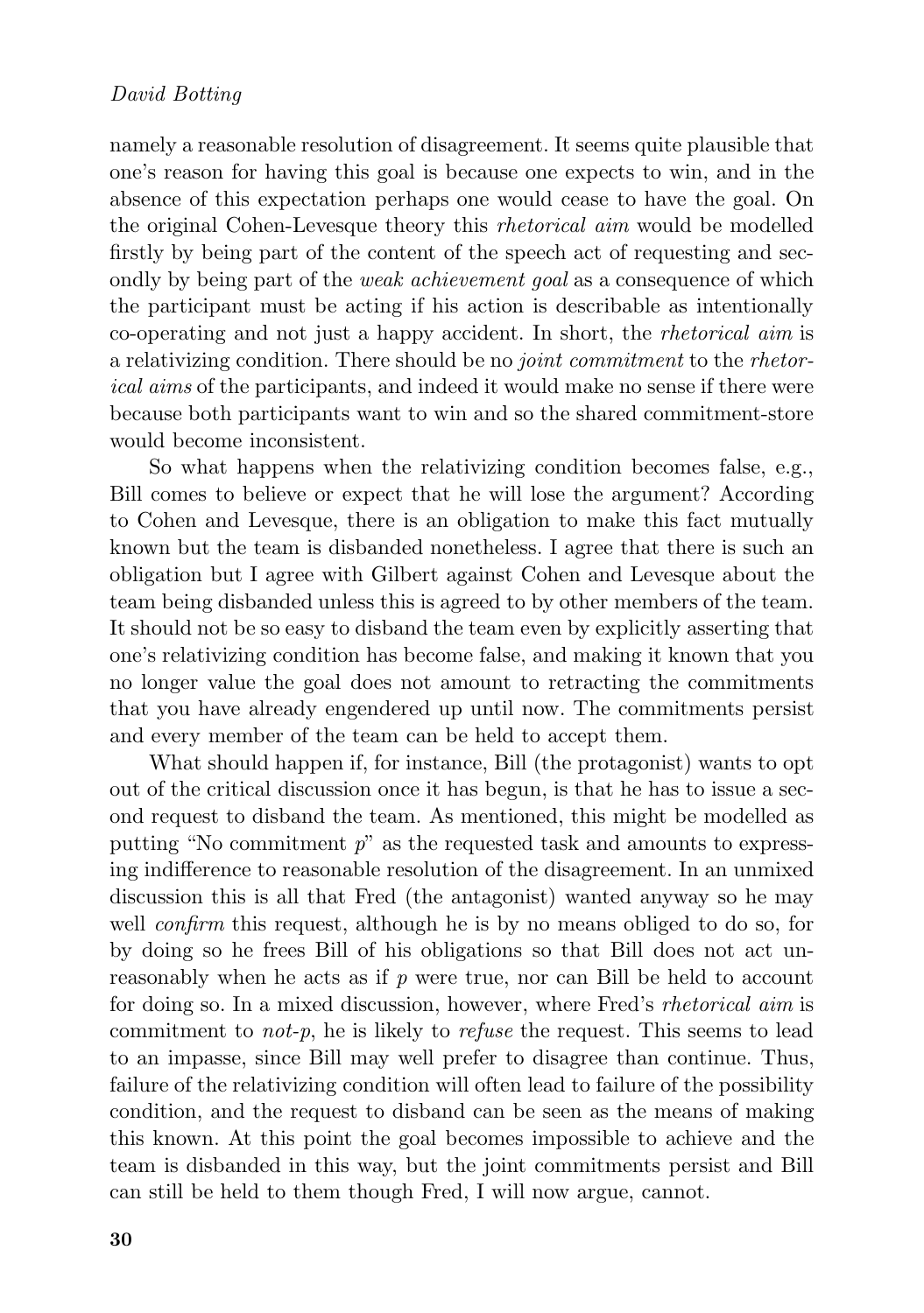namely a reasonable resolution of disagreement. It seems quite plausible that one's reason for having this goal is because one expects to win, and in the absence of this expectation perhaps one would cease to have the goal. On the original Cohen-Levesque theory this *rhetorical aim* would be modelled firstly by being part of the content of the speech act of requesting and secondly by being part of the *weak achievement goal* as a consequence of which the participant must be acting if his action is describable as intentionally co-operating and not just a happy accident. In short, the *rhetorical aim* is a relativizing condition. There should be no *joint commitment* to the *rhetorical aims* of the participants, and indeed it would make no sense if there were because both participants want to win and so the shared commitment-store would become inconsistent.

So what happens when the relativizing condition becomes false, e.g., Bill comes to believe or expect that he will lose the argument? According to Cohen and Levesque, there is an obligation to make this fact mutually known but the team is disbanded nonetheless. I agree that there is such an obligation but I agree with Gilbert against Cohen and Levesque about the team being disbanded unless this is agreed to by other members of the team. It should not be so easy to disband the team even by explicitly asserting that one's relativizing condition has become false, and making it known that you no longer value the goal does not amount to retracting the commitments that you have already engendered up until now. The commitments persist and every member of the team can be held to accept them.

What should happen if, for instance, Bill (the protagonist) wants to opt out of the critical discussion once it has begun, is that he has to issue a second request to disband the team. As mentioned, this might be modelled as putting "No commitment $p$" as the requested task and amounts to expressing indifference to reasonable resolution of the disagreement. In an unmixed discussion this is all that Fred (the antagonist) wanted anyway so he may well *confirm* this request, although he is by no means obliged to do so, for by doing so he frees Bill of his obligations so that Bill does not act unreasonably when he acts as if $p$ were true, nor can Bill be held to account for doing so. In a mixed discussion, however, where Fred's *rhetorical aim* is commitment to *not-$p$*, he is likely to *refuse* the request. This seems to lead to an impasse, since Bill may well prefer to disagree than continue. Thus, failure of the relativizing condition will often lead to failure of the possibility condition, and the request to disband can be seen as the means of making this known. At this point the goal becomes impossible to achieve and the team is disbanded in this way, but the joint commitments persist and Bill can still be held to them though Fred, I will now argue, cannot.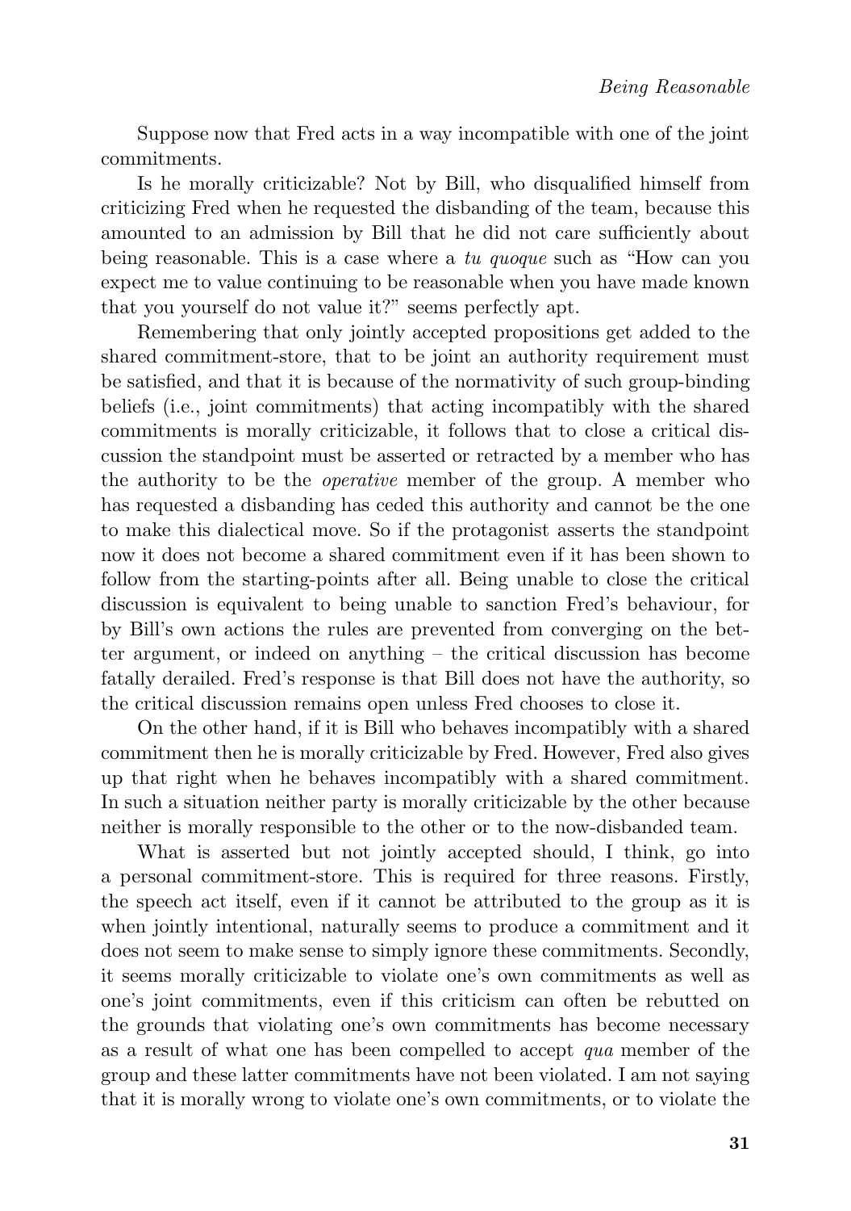Suppose now that Fred acts in a way incompatible with one of the joint commitments.

Is he morally criticizable? Not by Bill, who disqualified himself from criticizing Fred when he requested the disbanding of the team, because this amounted to an admission by Bill that he did not care sufficiently about being reasonable. This is a case where a *tu quoque* such as "How can you expect me to value continuing to be reasonable when you have made known that you yourself do not value it?" seems perfectly apt.

Remembering that only jointly accepted propositions get added to the shared commitment-store, that to be joint an authority requirement must be satisfied, and that it is because of the normativity of such group-binding beliefs (i.e., joint commitments) that acting incompatibly with the shared commitments is morally criticizable, it follows that to close a critical discussion the standpoint must be asserted or retracted by a member who has the authority to be the *operative* member of the group. A member who has requested a disbanding has ceded this authority and cannot be the one to make this dialectical move. So if the protagonist asserts the standpoint now it does not become a shared commitment even if it has been shown to follow from the starting-points after all. Being unable to close the critical discussion is equivalent to being unable to sanction Fred's behaviour, for by Bill's own actions the rules are prevented from converging on the better argument, or indeed on anything – the critical discussion has become fatally derailed. Fred's response is that Bill does not have the authority, so the critical discussion remains open unless Fred chooses to close it.

On the other hand, if it is Bill who behaves incompatibly with a shared commitment then he is morally criticizable by Fred. However, Fred also gives up that right when he behaves incompatibly with a shared commitment. In such a situation neither party is morally criticizable by the other because neither is morally responsible to the other or to the now-disbanded team.

What is asserted but not jointly accepted should, I think, go into a personal commitment-store. This is required for three reasons. Firstly, the speech act itself, even if it cannot be attributed to the group as it is when jointly intentional, naturally seems to produce a commitment and it does not seem to make sense to simply ignore these commitments. Secondly, it seems morally criticizable to violate one's own commitments as well as one's joint commitments, even if this criticism can often be rebutted on the grounds that violating one's own commitments has become necessary as a result of what one has been compelled to accept *qua* member of the group and these latter commitments have not been violated. I am not saying that it is morally wrong to violate one's own commitments, or to violate the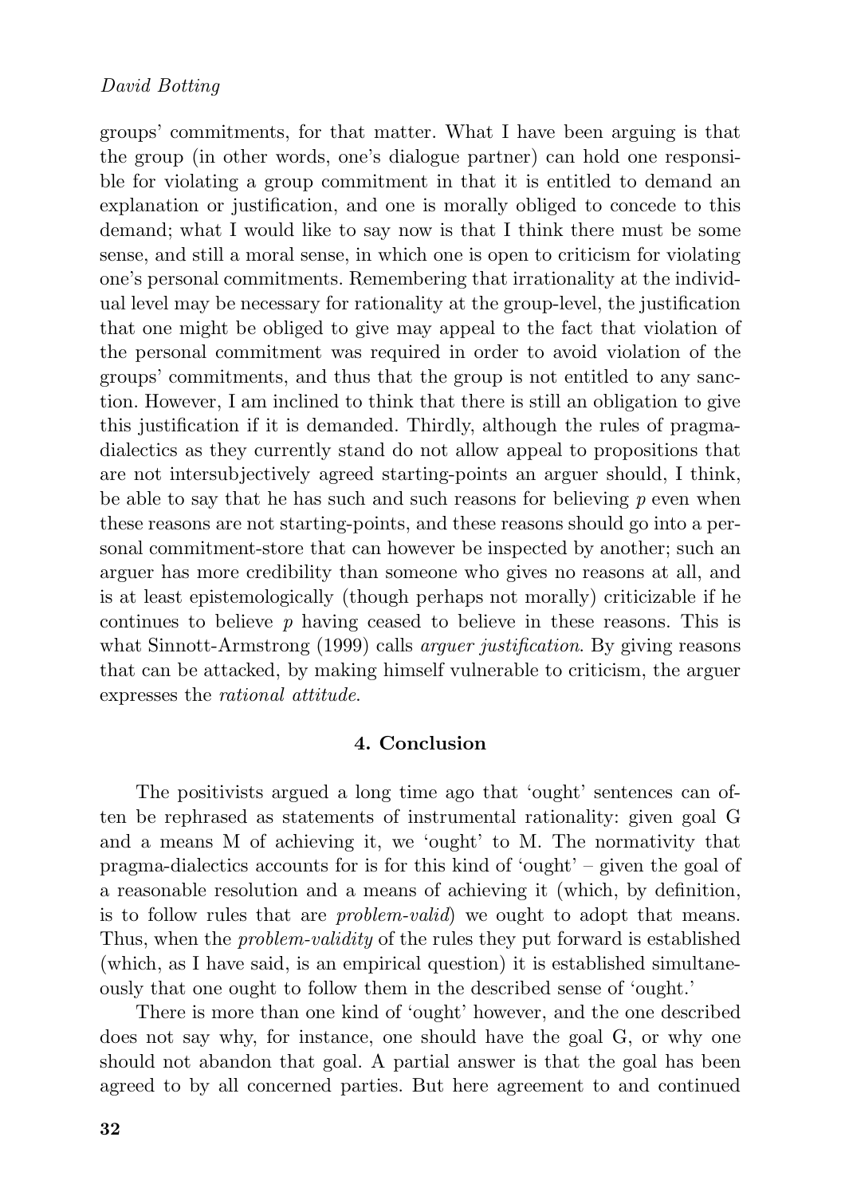groups' commitments, for that matter. What I have been arguing is that the group (in other words, one's dialogue partner) can hold one responsible for violating a group commitment in that it is entitled to demand an explanation or justification, and one is morally obliged to concede to this demand; what I would like to say now is that I think there must be some sense, and still a moral sense, in which one is open to criticism for violating one's personal commitments. Remembering that irrationality at the individual level may be necessary for rationality at the group-level, the justification that one might be obliged to give may appeal to the fact that violation of the personal commitment was required in order to avoid violation of the groups' commitments, and thus that the group is not entitled to any sanction. However, I am inclined to think that there is still an obligation to give this justification if it is demanded. Thirdly, although the rules of pragma-dialectics as they currently stand do not allow appeal to propositions that are not intersubjectively agreed starting-points an arguer should, I think, be able to say that he has such and such reasons for believing $p$ even when these reasons are not starting-points, and these reasons should go into a personal commitment-store that can however be inspected by another; such an arguer has more credibility than someone who gives no reasons at all, and is at least epistemologically (though perhaps not morally) criticizable if he continues to believe $p$ having ceased to believe in these reasons. This is what Sinnott-Armstrong (1999) calls *arguer justification*. By giving reasons that can be attacked, by making himself vulnerable to criticism, the arguer expresses the *rational attitude*.

## 4. Conclusion

The positivists argued a long time ago that 'ought' sentences can often be rephrased as statements of instrumental rationality: given goal G and a means M of achieving it, we 'ought' to M. The normativity that pragma-dialectics accounts for is for this kind of 'ought' – given the goal of a reasonable resolution and a means of achieving it (which, by definition, is to follow rules that are *problem-valid*) we ought to adopt that means. Thus, when the *problem-validity* of the rules they put forward is established (which, as I have said, is an empirical question) it is established simultaneously that one ought to follow them in the described sense of 'ought.'

There is more than one kind of 'ought' however, and the one described does not say why, for instance, one should have the goal G, or why one should not abandon that goal. A partial answer is that the goal has been agreed to by all concerned parties. But here agreement to and continued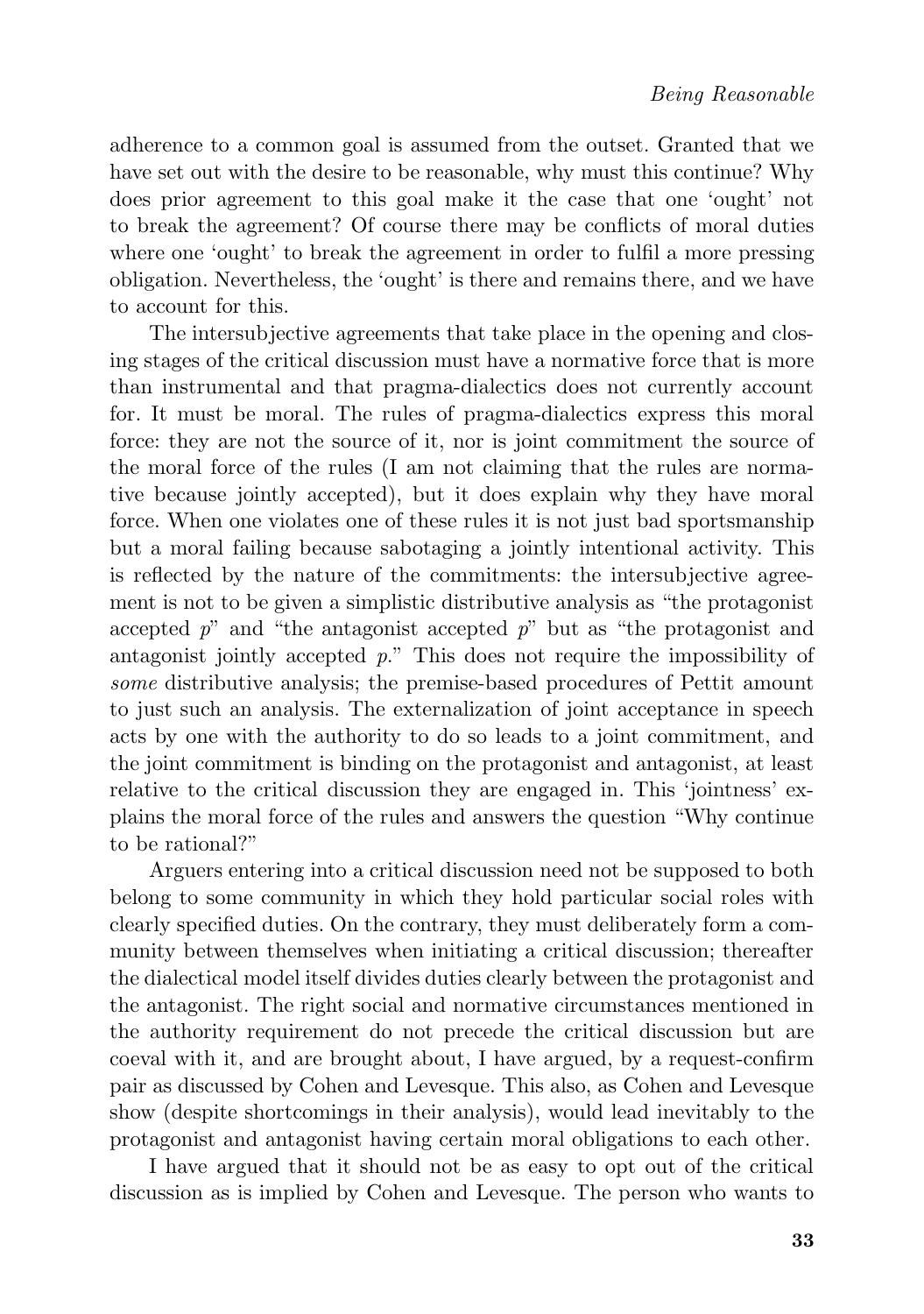adherence to a common goal is assumed from the outset. Granted that we have set out with the desire to be reasonable, why must this continue? Why does prior agreement to this goal make it the case that one 'ought' not to break the agreement? Of course there may be conflicts of moral duties where one 'ought' to break the agreement in order to fulfil a more pressing obligation. Nevertheless, the 'ought' is there and remains there, and we have to account for this.

The intersubjective agreements that take place in the opening and closing stages of the critical discussion must have a normative force that is more than instrumental and that pragma-dialectics does not currently account for. It must be moral. The rules of pragma-dialectics express this moral force: they are not the source of it, nor is joint commitment the source of the moral force of the rules (I am not claiming that the rules are normative because jointly accepted), but it does explain why they have moral force. When one violates one of these rules it is not just bad sportsmanship but a moral failing because sabotaging a jointly intentional activity. This is reflected by the nature of the commitments: the intersubjective agreement is not to be given a simplistic distributive analysis as "the protagonist accepted *p*" and "the antagonist accepted *p*" but as "the protagonist and antagonist jointly accepted *p*." This does not require the impossibility of *some* distributive analysis; the premise-based procedures of Pettit amount to just such an analysis. The externalization of joint acceptance in speech acts by one with the authority to do so leads to a joint commitment, and the joint commitment is binding on the protagonist and antagonist, at least relative to the critical discussion they are engaged in. This 'jointness' explains the moral force of the rules and answers the question "Why continue to be rational?"

Arguers entering into a critical discussion need not be supposed to both belong to some community in which they hold particular social roles with clearly specified duties. On the contrary, they must deliberately form a community between themselves when initiating a critical discussion; thereafter the dialectical model itself divides duties clearly between the protagonist and the antagonist. The right social and normative circumstances mentioned in the authority requirement do not precede the critical discussion but are coeval with it, and are brought about, I have argued, by a request-confirm pair as discussed by Cohen and Levesque. This also, as Cohen and Levesque show (despite shortcomings in their analysis), would lead inevitably to the protagonist and antagonist having certain moral obligations to each other.

I have argued that it should not be as easy to opt out of the critical discussion as is implied by Cohen and Levesque. The person who wants to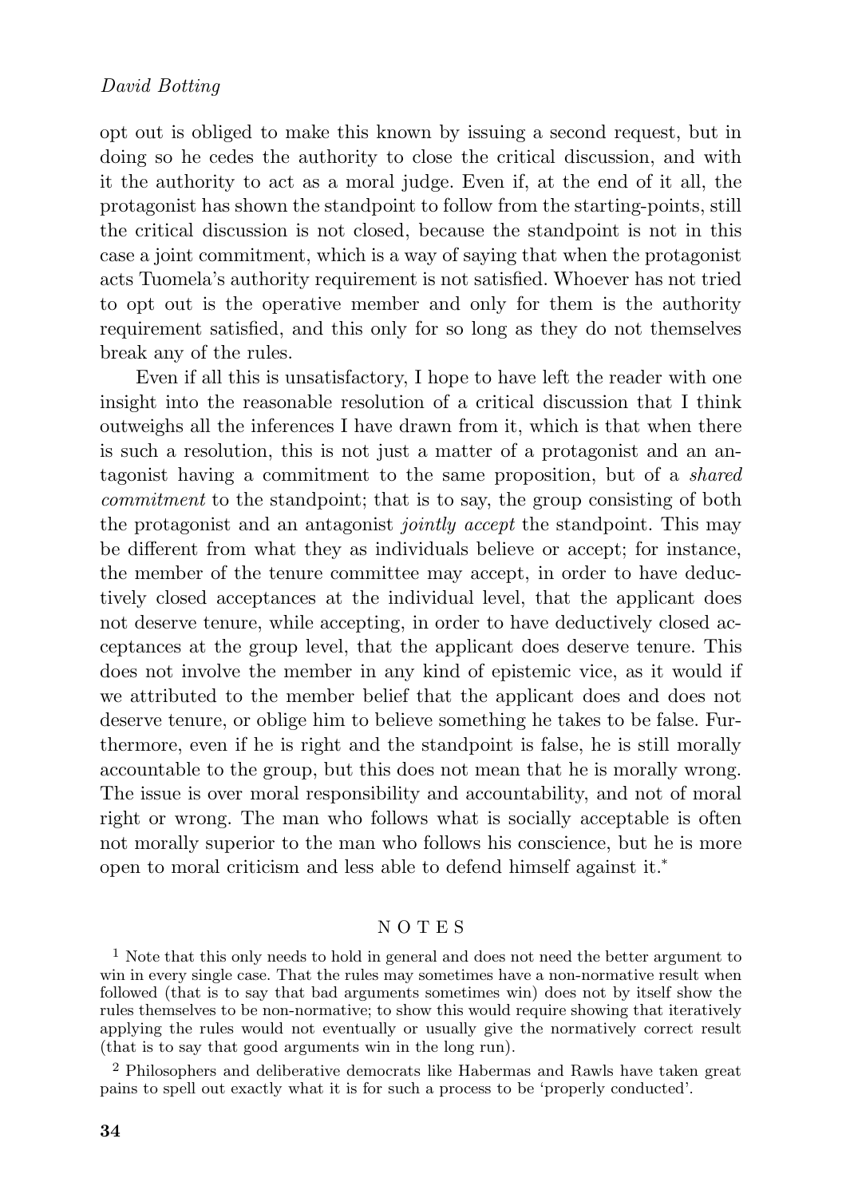opt out is obliged to make this known by issuing a second request, but in doing so he cedes the authority to close the critical discussion, and with it the authority to act as a moral judge. Even if, at the end of it all, the protagonist has shown the standpoint to follow from the starting-points, still the critical discussion is not closed, because the standpoint is not in this case a joint commitment, which is a way of saying that when the protagonist acts Tuomela's authority requirement is not satisfied. Whoever has not tried to opt out is the operative member and only for them is the authority requirement satisfied, and this only for so long as they do not themselves break any of the rules.

Even if all this is unsatisfactory, I hope to have left the reader with one insight into the reasonable resolution of a critical discussion that I think outweighs all the inferences I have drawn from it, which is that when there is such a resolution, this is not just a matter of a protagonist and an antagonist having a commitment to the same proposition, but of a *shared commitment* to the standpoint; that is to say, the group consisting of both the protagonist and an antagonist *jointly accept* the standpoint. This may be different from what they as individuals believe or accept; for instance, the member of the tenure committee may accept, in order to have deductively closed acceptances at the individual level, that the applicant does not deserve tenure, while accepting, in order to have deductively closed acceptances at the group level, that the applicant does deserve tenure. This does not involve the member in any kind of epistemic vice, as it would if we attributed to the member belief that the applicant does and does not deserve tenure, or oblige him to believe something he takes to be false. Furthermore, even if he is right and the standpoint is false, he is still morally accountable to the group, but this does not mean that he is morally wrong. The issue is over moral responsibility and accountability, and not of moral right or wrong. The man who follows what is socially acceptable is often not morally superior to the man who follows his conscience, but he is more open to moral criticism and less able to defend himself against it.*

## NOTES

[1] Note that this only needs to hold in general and does not need the better argument to win in every single case. That the rules may sometimes have a non-normative result when followed (that is to say that bad arguments sometimes win) does not by itself show the rules themselves to be non-normative; to show this would require showing that iteratively applying the rules would not eventually or usually give the normatively correct result (that is to say that good arguments win in the long run).

[2] Philosophers and deliberative democrats like Habermas and Rawls have taken great pains to spell out exactly what it is for such a process to be 'properly conducted'.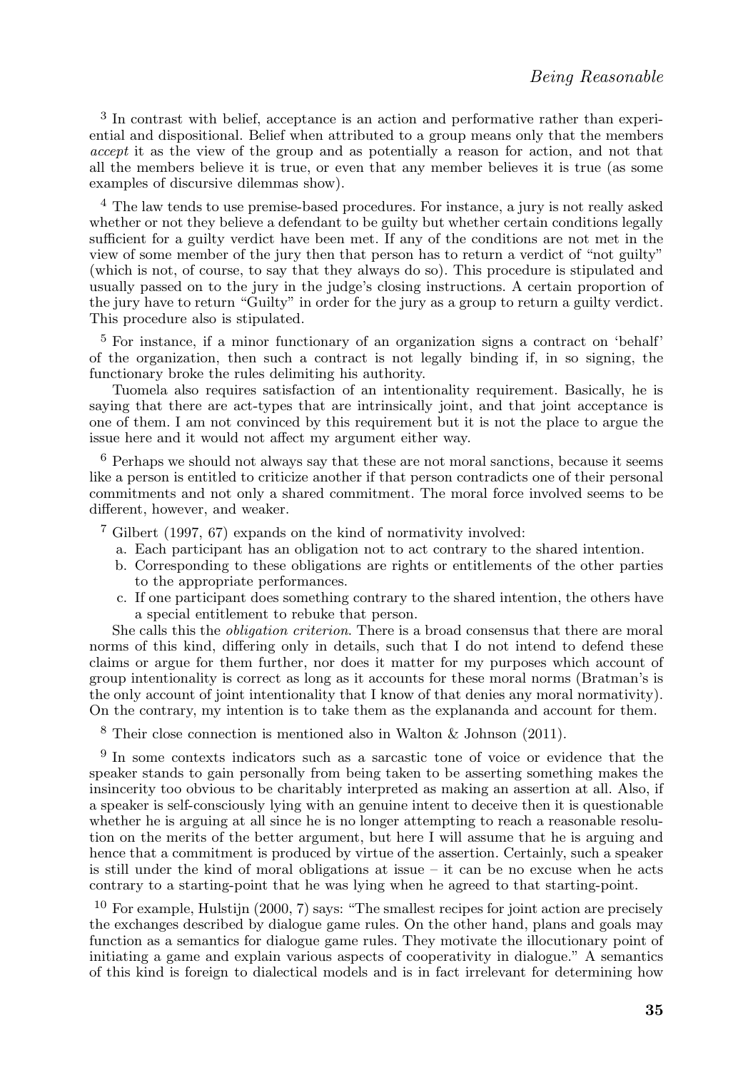[3] In contrast with belief, acceptance is an action and performative rather than experiential and dispositional. Belief when attributed to a group means only that the members *accept* it as the view of the group and as potentially a reason for action, and not that all the members believe it is true, or even that any member believes it is true (as some examples of discursive dilemmas show).

[4] The law tends to use premise-based procedures. For instance, a jury is not really asked whether or not they believe a defendant to be guilty but whether certain conditions legally sufficient for a guilty verdict have been met. If any of the conditions are not met in the view of some member of the jury then that person has to return a verdict of "not guilty" (which is not, of course, to say that they always do so). This procedure is stipulated and usually passed on to the jury in the judge's closing instructions. A certain proportion of the jury have to return "Guilty" in order for the jury as a group to return a guilty verdict. This procedure also is stipulated.

[5] For instance, if a minor functionary of an organization signs a contract on 'behalf' of the organization, then such a contract is not legally binding if, in so signing, the functionary broke the rules delimiting his authority.

Tuomela also requires satisfaction of an intentionality requirement. Basically, he is saying that there are act-types that are intrinsically joint, and that joint acceptance is one of them. I am not convinced by this requirement but it is not the place to argue the issue here and it would not affect my argument either way.

[6] Perhaps we should not always say that these are not moral sanctions, because it seems like a person is entitled to criticize another if that person contradicts one of their personal commitments and not only a shared commitment. The moral force involved seems to be different, however, and weaker.

[7] Gilbert (1997, 67) expands on the kind of normativity involved:

a. Each participant has an obligation not to act contrary to the shared intention.
b. Corresponding to these obligations are rights or entitlements of the other parties to the appropriate performances.
c. If one participant does something contrary to the shared intention, the others have a special entitlement to rebuke that person.

She calls this the *obligation criterion*. There is a broad consensus that there are moral norms of this kind, differing only in details, such that I do not intend to defend these claims or argue for them further, nor does it matter for my purposes which account of group intentionality is correct as long as it accounts for these moral norms (Bratman's is the only account of joint intentionality that I know of that denies any moral normativity). On the contrary, my intention is to take them as the explananda and account for them.

[8] Their close connection is mentioned also in Walton & Johnson (2011).

[9] In some contexts indicators such as a sarcastic tone of voice or evidence that the speaker stands to gain personally from being taken to be asserting something makes the insincerity too obvious to be charitably interpreted as making an assertion at all. Also, if a speaker is self-consciously lying with an genuine intent to deceive then it is questionable whether he is arguing at all since he is no longer attempting to reach a reasonable resolution on the merits of the better argument, but here I will assume that he is arguing and hence that a commitment is produced by virtue of the assertion. Certainly, such a speaker is still under the kind of moral obligations at issue – it can be no excuse when he acts contrary to a starting-point that he was lying when he agreed to that starting-point.

[10] For example, Hulstijn (2000, 7) says: "The smallest recipes for joint action are precisely the exchanges described by dialogue game rules. On the other hand, plans and goals may function as a semantics for dialogue game rules. They motivate the illocutionary point of initiating a game and explain various aspects of cooperativity in dialogue." A semantics of this kind is foreign to dialectical models and is in fact irrelevant for determining how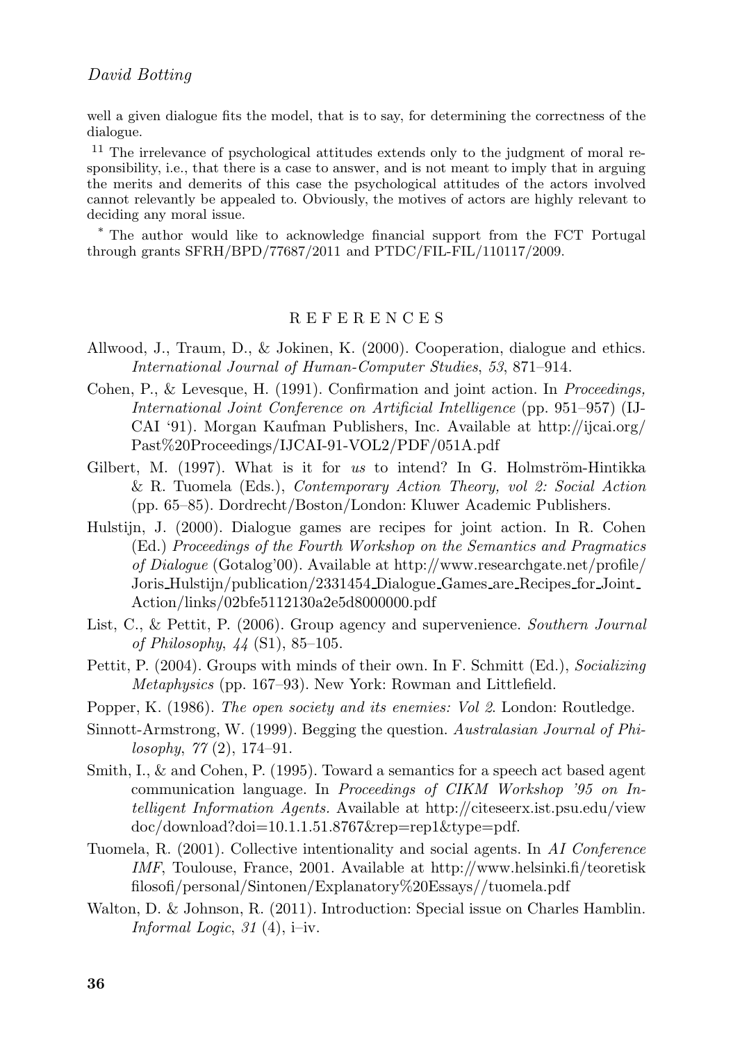well a given dialogue fits the model, that is to say, for determining the correctness of the dialogue.

[11] The irrelevance of psychological attitudes extends only to the judgment of moral responsibility, i.e., that there is a case to answer, and is not meant to imply that in arguing the merits and demerits of this case the psychological attitudes of the actors involved cannot relevantly be appealed to. Obviously, the motives of actors are highly relevant to deciding any moral issue.

[*] The author would like to acknowledge financial support from the FCT Portugal through grants SFRH/BPD/77687/2011 and PTDC/FIL-FIL/110117/2009.

## REFERENCES

Allwood, J., Traum, D., & Jokinen, K. (2000). Cooperation, dialogue and ethics. *International Journal of Human-Computer Studies*, *53*, 871–914.

Cohen, P., & Levesque, H. (1991). Confirmation and joint action. In *Proceedings, International Joint Conference on Artificial Intelligence* (pp. 951–957) (IJCAI '91). Morgan Kaufman Publishers, Inc. Available at http://ijcai.org/Past%20Proceedings/IJCAI-91-VOL2/PDF/051A.pdf

Gilbert, M. (1997). What is it for *us* to intend? In G. Holmström-Hintikka & R. Tuomela (Eds.), *Contemporary Action Theory, vol 2: Social Action* (pp. 65–85). Dordrecht/Boston/London: Kluwer Academic Publishers.

Hulstijn, J. (2000). Dialogue games are recipes for joint action. In R. Cohen (Ed.) *Proceedings of the Fourth Workshop on the Semantics and Pragmatics of Dialogue* (Gotalog'00). Available at http://www.researchgate.net/profile/Joris_Hulstijn/publication/2331454_Dialogue_Games_are_Recipes_for_Joint_Action/links/02bfe5112130a2e5d8000000.pdf

List, C., & Pettit, P. (2006). Group agency and supervenience. *Southern Journal of Philosophy*, *44* (S1), 85–105.

Pettit, P. (2004). Groups with minds of their own. In F. Schmitt (Ed.), *Socializing Metaphysics* (pp. 167–93). New York: Rowman and Littlefield.

Popper, K. (1986). *The open society and its enemies: Vol 2*. London: Routledge.

Sinnott-Armstrong, W. (1999). Begging the question. *Australasian Journal of Philosophy*, *77* (2), 174–91.

Smith, I., & and Cohen, P. (1995). Toward a semantics for a speech act based agent communication language. In *Proceedings of CIKM Workshop '95 on Intelligent Information Agents.* Available at http://citeseerx.ist.psu.edu/viewdoc/download?doi=10.1.1.51.8767&rep=rep1&type=pdf.

Tuomela, R. (2001). Collective intentionality and social agents. In *AI Conference IMF*, Toulouse, France, 2001. Available at http://www.helsinki.fi/teoretiskfilosofi/personal/Sintonen/Explanatory%20Essays//tuomela.pdf

Walton, D. & Johnson, R. (2011). Introduction: Special issue on Charles Hamblin. *Informal Logic*, *31* (4), i–iv.